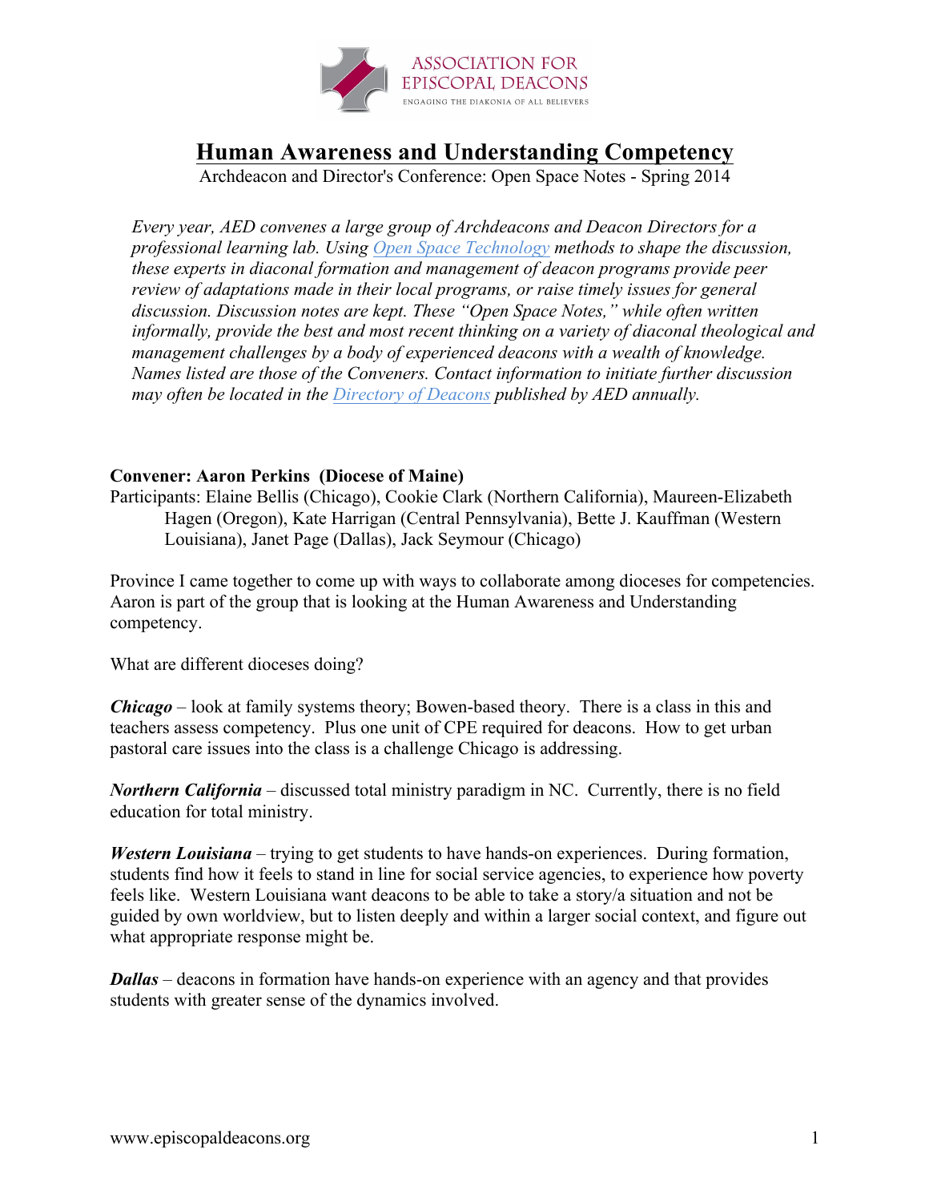# Human Awareness and Understanding Competency

Archdeacon and Director's Conference: Open Space Notes - Spring 2014

*Every year, AED convenes a large group of Archdeacons and Deacon Directors for a professional learning lab. Using [Open Space Technology] methods to shape the discussion, these experts in diaconal formation and management of deacon programs provide peer review of adaptations made in their local programs, or raise timely issues for general discussion. Discussion notes are kept. These "Open Space Notes," while often written informally, provide the best and most recent thinking on a variety of diaconal theological and management challenges by a body of experienced deacons with a wealth of knowledge. Names listed are those of the Conveners. Contact information to initiate further discussion may often be located in the [Directory of Deacons] published by AED annually.*

**Convener: Aaron Perkins (Diocese of Maine)**

Participants: Elaine Bellis (Chicago), Cookie Clark (Northern California), Maureen-Elizabeth Hagen (Oregon), Kate Harrigan (Central Pennsylvania), Bette J. Kauffman (Western Louisiana), Janet Page (Dallas), Jack Seymour (Chicago)

Province I came together to come up with ways to collaborate among dioceses for competencies. Aaron is part of the group that is looking at the Human Awareness and Understanding competency.

What are different dioceses doing?

***Chicago*** – look at family systems theory; Bowen-based theory. There is a class in this and teachers assess competency. Plus one unit of CPE required for deacons. How to get urban pastoral care issues into the class is a challenge Chicago is addressing.

***Northern California*** – discussed total ministry paradigm in NC. Currently, there is no field education for total ministry.

***Western Louisiana*** – trying to get students to have hands-on experiences. During formation, students find how it feels to stand in line for social service agencies, to experience how poverty feels like. Western Louisiana want deacons to be able to take a story/a situation and not be guided by own worldview, but to listen deeply and within a larger social context, and figure out what appropriate response might be.

***Dallas*** – deacons in formation have hands-on experience with an agency and that provides students with greater sense of the dynamics involved.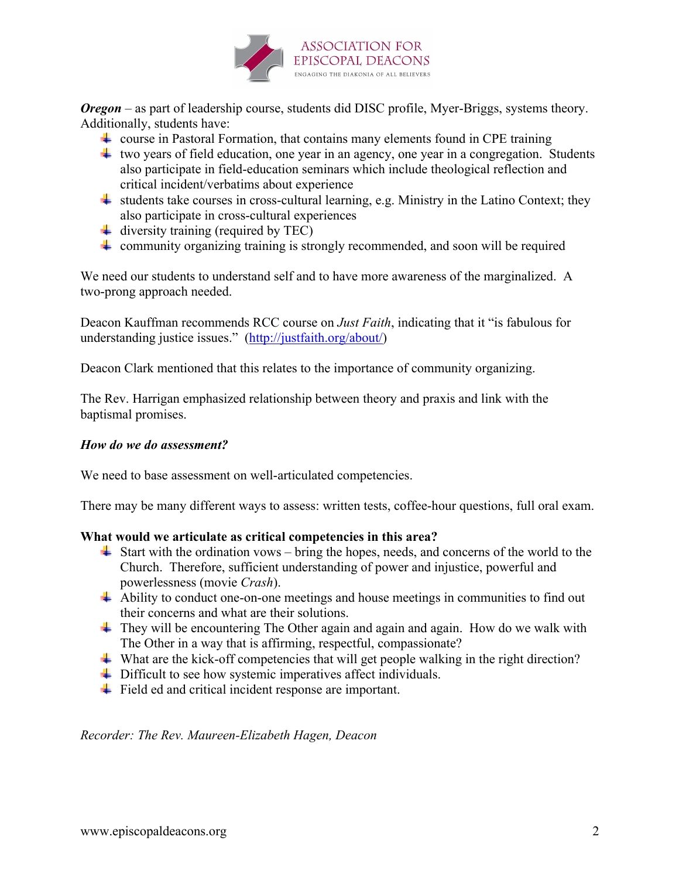***Oregon*** – as part of leadership course, students did DISC profile, Myer-Briggs, systems theory. Additionally, students have:

- course in Pastoral Formation, that contains many elements found in CPE training
- two years of field education, one year in an agency, one year in a congregation. Students also participate in field-education seminars which include theological reflection and critical incident/verbatims about experience
- students take courses in cross-cultural learning, e.g. Ministry in the Latino Context; they also participate in cross-cultural experiences
- diversity training (required by TEC)
- community organizing training is strongly recommended, and soon will be required

We need our students to understand self and to have more awareness of the marginalized. A two-prong approach needed.

Deacon Kauffman recommends RCC course on *Just Faith*, indicating that it "is fabulous for understanding justice issues." (http://justfaith.org/about/)

Deacon Clark mentioned that this relates to the importance of community organizing.

The Rev. Harrigan emphasized relationship between theory and praxis and link with the baptismal promises.

***How do we do assessment?***

We need to base assessment on well-articulated competencies.

There may be many different ways to assess: written tests, coffee-hour questions, full oral exam.

**What would we articulate as critical competencies in this area?**

- Start with the ordination vows – bring the hopes, needs, and concerns of the world to the Church. Therefore, sufficient understanding of power and injustice, powerful and powerlessness (movie *Crash*).
- Ability to conduct one-on-one meetings and house meetings in communities to find out their concerns and what are their solutions.
- They will be encountering The Other again and again and again. How do we walk with The Other in a way that is affirming, respectful, compassionate?
- What are the kick-off competencies that will get people walking in the right direction?
- Difficult to see how systemic imperatives affect individuals.
- Field ed and critical incident response are important.

*Recorder: The Rev. Maureen-Elizabeth Hagen, Deacon*